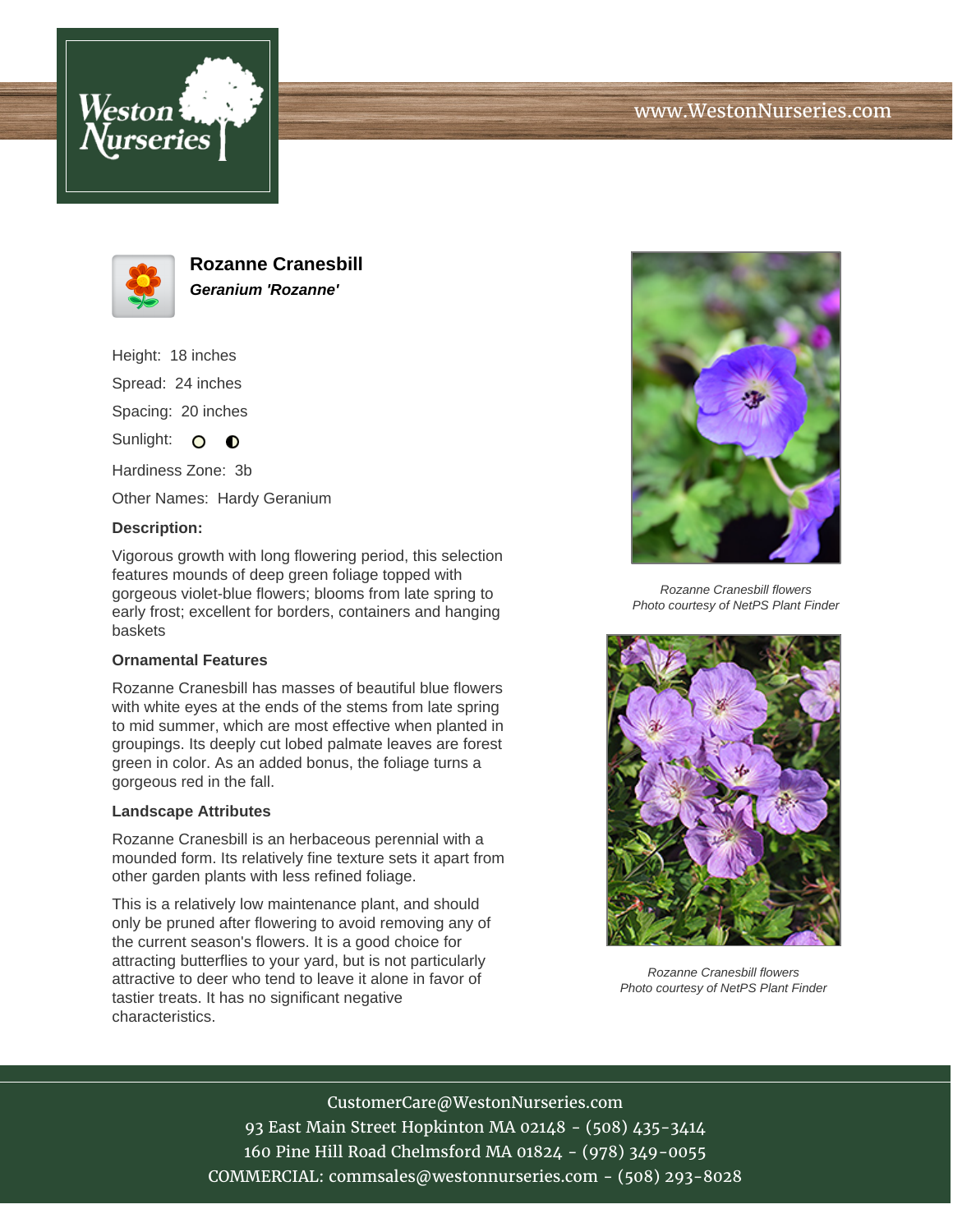# Rozanne Cranesbill

***Geranium 'Rozanne'***

Height: 18 inches

Spread: 24 inches

Spacing: 20 inches

Sunlight: ○ ◐

Hardiness Zone: 3b

Other Names: Hardy Geranium

**Description:**

Vigorous growth with long flowering period, this selection features mounds of deep green foliage topped with gorgeous violet-blue flowers; blooms from late spring to early frost; excellent for borders, containers and hanging baskets

### Ornamental Features

Rozanne Cranesbill has masses of beautiful blue flowers with white eyes at the ends of the stems from late spring to mid summer, which are most effective when planted in groupings. Its deeply cut lobed palmate leaves are forest green in color. As an added bonus, the foliage turns a gorgeous red in the fall.

### Landscape Attributes

Rozanne Cranesbill is an herbaceous perennial with a mounded form. Its relatively fine texture sets it apart from other garden plants with less refined foliage.

This is a relatively low maintenance plant, and should only be pruned after flowering to avoid removing any of the current season's flowers. It is a good choice for attracting butterflies to your yard, but is not particularly attractive to deer who tend to leave it alone in favor of tastier treats. It has no significant negative characteristics.

*Rozanne Cranesbill flowers*
*Photo courtesy of NetPS Plant Finder*

*Rozanne Cranesbill flowers*
*Photo courtesy of NetPS Plant Finder*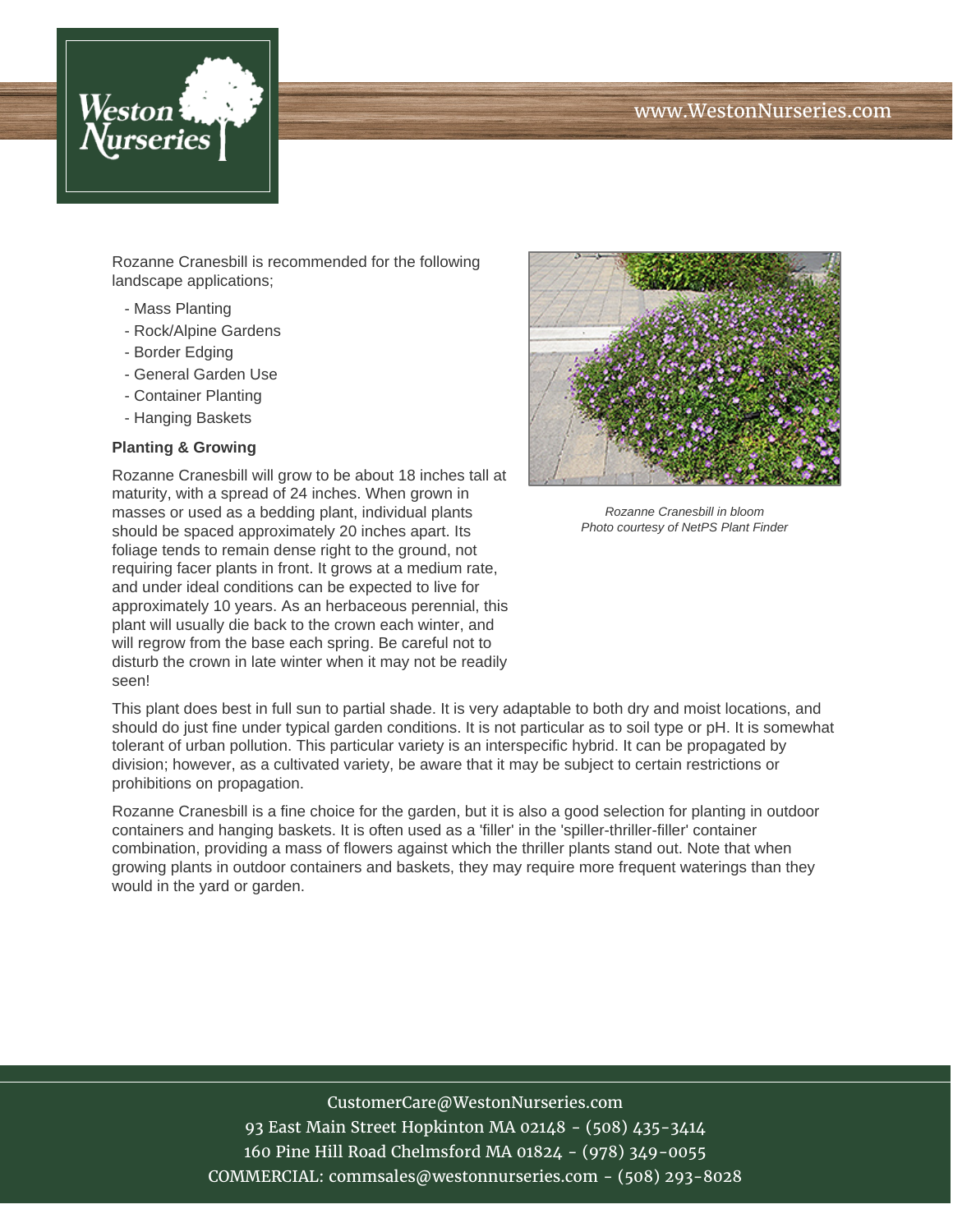Rozanne Cranesbill is recommended for the following landscape applications;

- Mass Planting
- Rock/Alpine Gardens
- Border Edging
- General Garden Use
- Container Planting
- Hanging Baskets

**Planting & Growing**

Rozanne Cranesbill will grow to be about 18 inches tall at maturity, with a spread of 24 inches. When grown in masses or used as a bedding plant, individual plants should be spaced approximately 20 inches apart. Its foliage tends to remain dense right to the ground, not requiring facer plants in front. It grows at a medium rate, and under ideal conditions can be expected to live for approximately 10 years. As an herbaceous perennial, this plant will usually die back to the crown each winter, and will regrow from the base each spring. Be careful not to disturb the crown in late winter when it may not be readily seen!

*Rozanne Cranesbill in bloom*
*Photo courtesy of NetPS Plant Finder*

This plant does best in full sun to partial shade. It is very adaptable to both dry and moist locations, and should do just fine under typical garden conditions. It is not particular as to soil type or pH. It is somewhat tolerant of urban pollution. This particular variety is an interspecific hybrid. It can be propagated by division; however, as a cultivated variety, be aware that it may be subject to certain restrictions or prohibitions on propagation.

Rozanne Cranesbill is a fine choice for the garden, but it is also a good selection for planting in outdoor containers and hanging baskets. It is often used as a 'filler' in the 'spiller-thriller-filler' container combination, providing a mass of flowers against which the thriller plants stand out. Note that when growing plants in outdoor containers and baskets, they may require more frequent waterings than they would in the yard or garden.